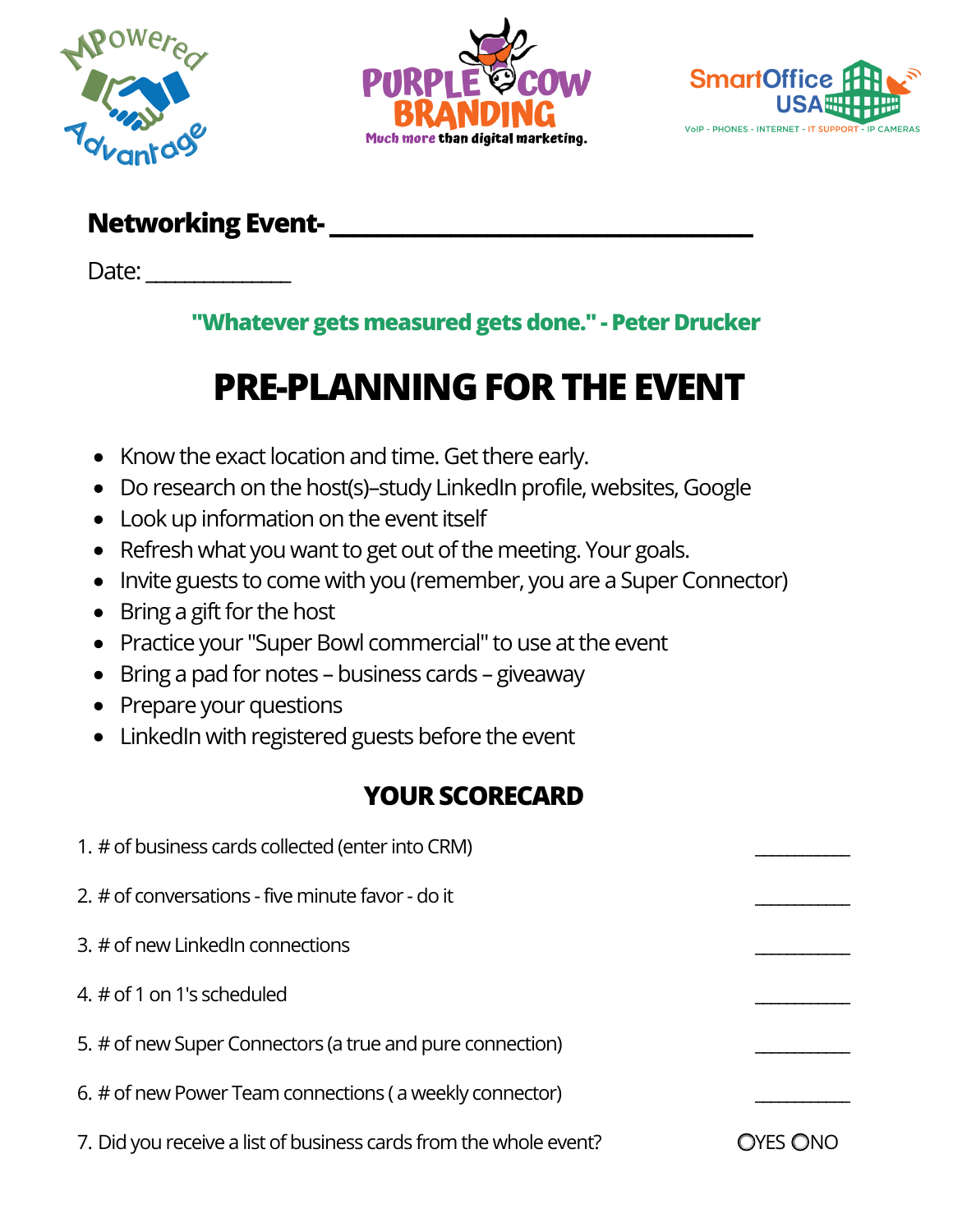MPowered Advantage

PURPLE COW BRANDING
Much more than digital marketing.

SmartOffice USA
VoIP - PHONES - INTERNET - IT SUPPORT - IP CAMERAS

**Networking Event- ______________________________**

Date: ____________

**"Whatever gets measured gets done." - Peter Drucker**

# PRE-PLANNING FOR THE EVENT

- Know the exact location and time. Get there early.
- Do research on the host(s)–study LinkedIn profile, websites, Google
- Look up information on the event itself
- Refresh what you want to get out of the meeting. Your goals.
- Invite guests to come with you (remember, you are a Super Connector)
- Bring a gift for the host
- Practice your "Super Bowl commercial" to use at the event
- Bring a pad for notes – business cards – giveaway
- Prepare your questions
- LinkedIn with registered guests before the event

## YOUR SCORECARD

1. # of business cards collected (enter into CRM) __________
2. # of conversations - five minute favor - do it __________
3. # of new LinkedIn connections __________
4. # of 1 on 1's scheduled __________
5. # of new Super Connectors (a true and pure connection) __________
6. # of new Power Team connections ( a weekly connector) __________
7. Did you receive a list of business cards from the whole event? ○YES ○NO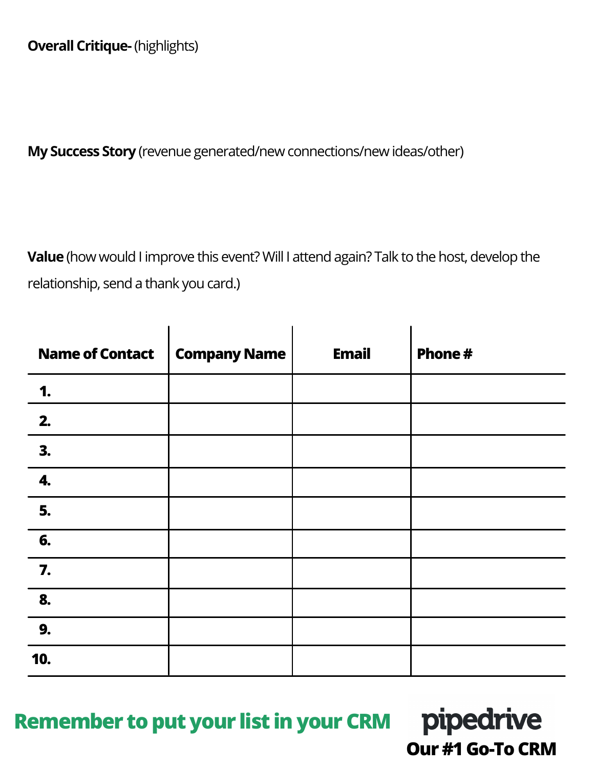**Overall Critique-** (highlights)

**My Success Story** (revenue generated/new connections/new ideas/other)

**Value** (how would I improve this event? Will I attend again? Talk to the host, develop the relationship, send a thank you card.)

| Name of Contact | Company Name | Email | Phone # |
| --- | --- | --- | --- |
| **1.** | | | |
| **2.** | | | |
| **3.** | | | |
| **4.** | | | |
| **5.** | | | |
| **6.** | | | |
| **7.** | | | |
| **8.** | | | |
| **9.** | | | |
| **10.** | | | |

**Remember to put your list in your CRM**

pipedrive

**Our #1 Go-To CRM**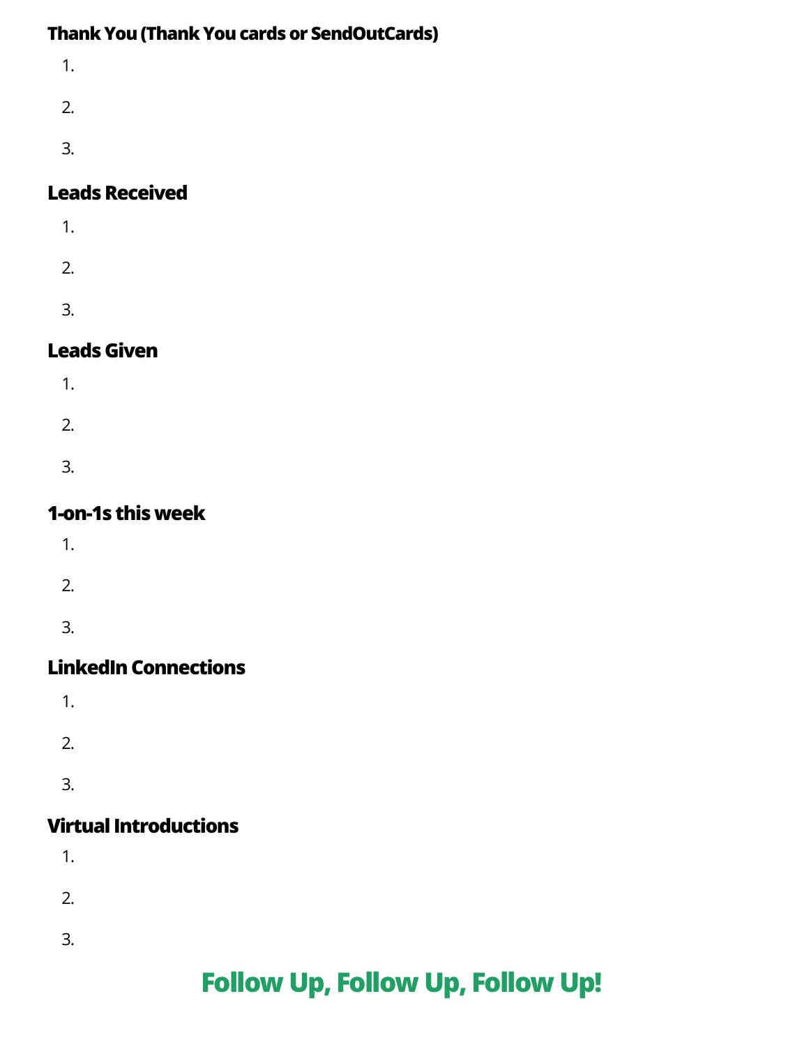### Thank You (Thank You cards or SendOutCards)

1. 
2. 
3. 

### Leads Received

1. 
2. 
3. 

### Leads Given

1. 
2. 
3. 

### 1-on-1s this week

1. 
2. 
3. 

### LinkedIn Connections

1. 
2. 
3. 

### Virtual Introductions

1. 
2. 
3. 

## Follow Up, Follow Up, Follow Up!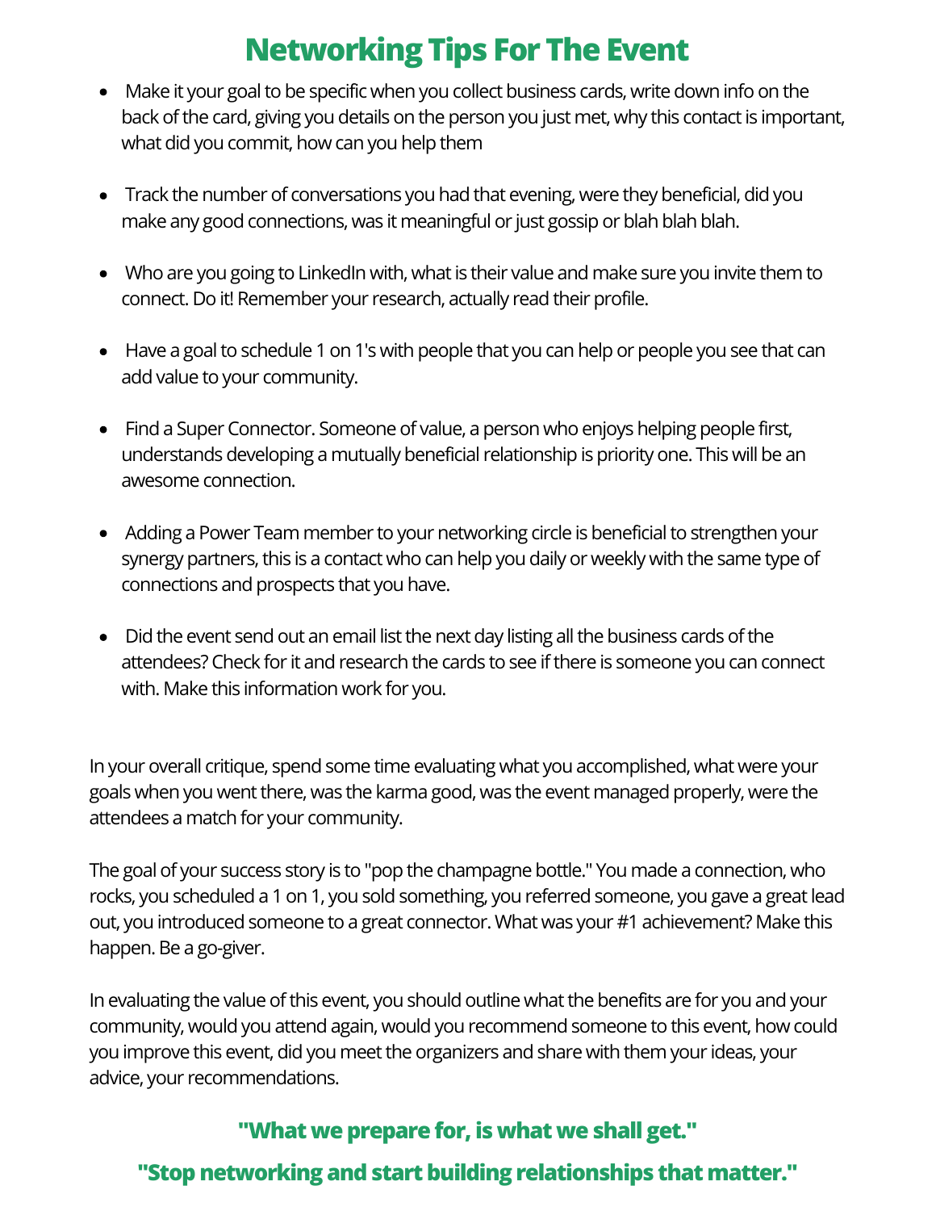# Networking Tips For The Event

- Make it your goal to be specific when you collect business cards, write down info on the back of the card, giving you details on the person you just met, why this contact is important, what did you commit, how can you help them

- Track the number of conversations you had that evening, were they beneficial, did you make any good connections, was it meaningful or just gossip or blah blah blah.

- Who are you going to LinkedIn with, what is their value and make sure you invite them to connect. Do it! Remember your research, actually read their profile.

- Have a goal to schedule 1 on 1's with people that you can help or people you see that can add value to your community.

- Find a Super Connector. Someone of value, a person who enjoys helping people first, understands developing a mutually beneficial relationship is priority one. This will be an awesome connection.

- Adding a Power Team member to your networking circle is beneficial to strengthen your synergy partners, this is a contact who can help you daily or weekly with the same type of connections and prospects that you have.

- Did the event send out an email list the next day listing all the business cards of the attendees? Check for it and research the cards to see if there is someone you can connect with. Make this information work for you.

In your overall critique, spend some time evaluating what you accomplished, what were your goals when you went there, was the karma good, was the event managed properly, were the attendees a match for your community.

The goal of your success story is to "pop the champagne bottle." You made a connection, who rocks, you scheduled a 1 on 1, you sold something, you referred someone, you gave a great lead out, you introduced someone to a great connector. What was your #1 achievement? Make this happen. Be a go-giver.

In evaluating the value of this event, you should outline what the benefits are for you and your community, would you attend again, would you recommend someone to this event, how could you improve this event, did you meet the organizers and share with them your ideas, your advice, your recommendations.

**"What we prepare for, is what we shall get."**

**"Stop networking and start building relationships that matter."**